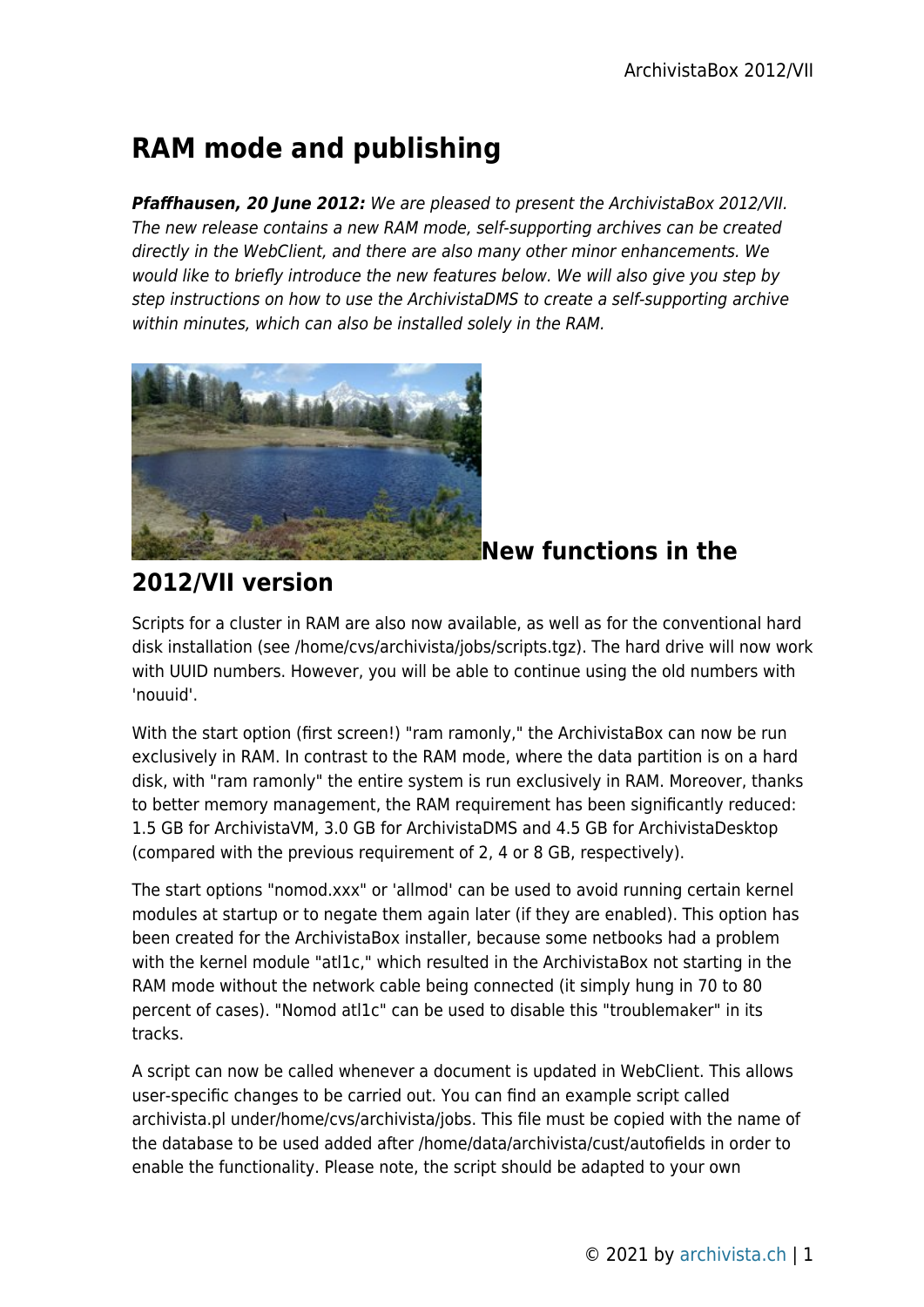# RAM mode and publishing

***Pfaffhausen, 20 June 2012:*** *We are pleased to present the ArchivistaBox 2012/VII. The new release contains a new RAM mode, self-supporting archives can be created directly in the WebClient, and there are also many other minor enhancements. We would like to briefly introduce the new features below. We will also give you step by step instructions on how to use the ArchivistaDMS to create a self-supporting archive within minutes, which can also be installed solely in the RAM.*

## New functions in the 2012/VII version

Scripts for a cluster in RAM are also now available, as well as for the conventional hard disk installation (see /home/cvs/archivista/jobs/scripts.tgz). The hard drive will now work with UUID numbers. However, you will be able to continue using the old numbers with 'nouuid'.

With the start option (first screen!) "ram ramonly," the ArchivistaBox can now be run exclusively in RAM. In contrast to the RAM mode, where the data partition is on a hard disk, with "ram ramonly" the entire system is run exclusively in RAM. Moreover, thanks to better memory management, the RAM requirement has been significantly reduced: 1.5 GB for ArchivistaVM, 3.0 GB for ArchivistaDMS and 4.5 GB for ArchivistaDesktop (compared with the previous requirement of 2, 4 or 8 GB, respectively).

The start options "nomod.xxx" or 'allmod' can be used to avoid running certain kernel modules at startup or to negate them again later (if they are enabled). This option has been created for the ArchivistaBox installer, because some netbooks had a problem with the kernel module "atl1c," which resulted in the ArchivistaBox not starting in the RAM mode without the network cable being connected (it simply hung in 70 to 80 percent of cases). "Nomod atl1c" can be used to disable this "troublemaker" in its tracks.

A script can now be called whenever a document is updated in WebClient. This allows user-specific changes to be carried out. You can find an example script called archivista.pl under/home/cvs/archivista/jobs. This file must be copied with the name of the database to be used added after /home/data/archivista/cust/autofields in order to enable the functionality. Please note, the script should be adapted to your own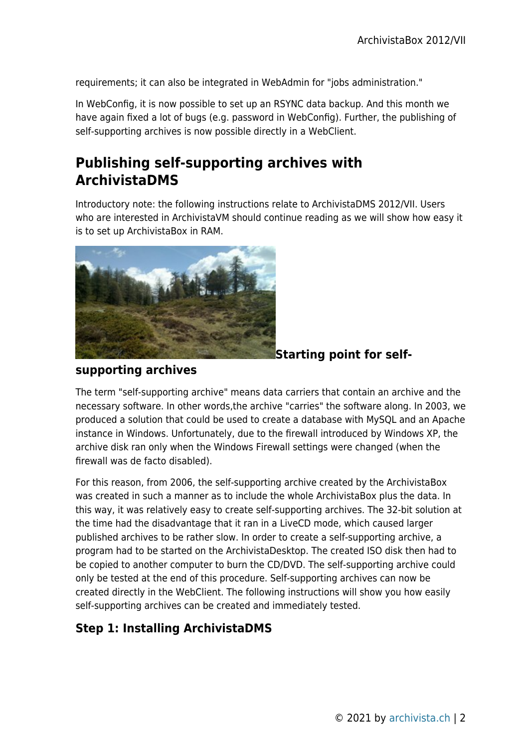requirements; it can also be integrated in WebAdmin for "jobs administration."

In WebConfig, it is now possible to set up an RSYNC data backup. And this month we have again fixed a lot of bugs (e.g. password in WebConfig). Further, the publishing of self-supporting archives is now possible directly in a WebClient.

## Publishing self-supporting archives with ArchivistaDMS

Introductory note: the following instructions relate to ArchivistaDMS 2012/VII. Users who are interested in ArchivistaVM should continue reading as we will show how easy it is to set up ArchivistaBox in RAM.

**Starting point for self-supporting archives**

The term "self-supporting archive" means data carriers that contain an archive and the necessary software. In other words,the archive "carries" the software along. In 2003, we produced a solution that could be used to create a database with MySQL and an Apache instance in Windows. Unfortunately, due to the firewall introduced by Windows XP, the archive disk ran only when the Windows Firewall settings were changed (when the firewall was de facto disabled).

For this reason, from 2006, the self-supporting archive created by the ArchivistaBox was created in such a manner as to include the whole ArchivistaBox plus the data. In this way, it was relatively easy to create self-supporting archives. The 32-bit solution at the time had the disadvantage that it ran in a LiveCD mode, which caused larger published archives to be rather slow. In order to create a self-supporting archive, a program had to be started on the ArchivistaDesktop. The created ISO disk then had to be copied to another computer to burn the CD/DVD. The self-supporting archive could only be tested at the end of this procedure. Self-supporting archives can now be created directly in the WebClient. The following instructions will show you how easily self-supporting archives can be created and immediately tested.

### Step 1: Installing ArchivistaDMS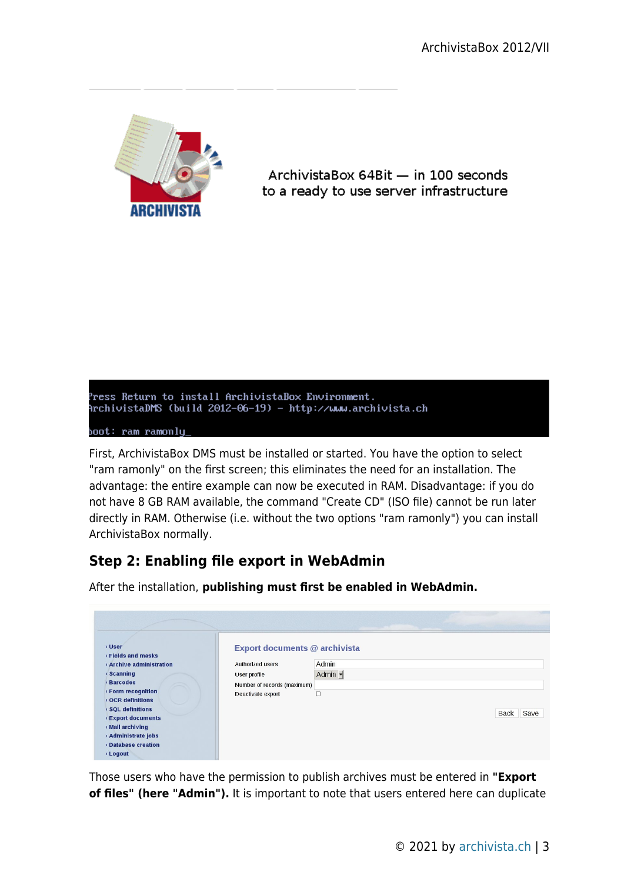ArchivistaBox 64Bit — in 100 seconds to a ready to use server infrastructure

```
Press Return to install ArchivistaBox Environment.
ArchivistaDMS (build 2012-06-19) - http://www.archivista.ch

boot: ram ramonly_
```

First, ArchivistaBox DMS must be installed or started. You have the option to select "ram ramonly" on the first screen; this eliminates the need for an installation. The advantage: the entire example can now be executed in RAM. Disadvantage: if you do not have 8 GB RAM available, the command "Create CD" (ISO file) cannot be run later directly in RAM. Otherwise (i.e. without the two options "ram ramonly") you can install ArchivistaBox normally.

## Step 2: Enabling file export in WebAdmin

After the installation, **publishing must first be enabled in WebAdmin.**

Those users who have the permission to publish archives must be entered in **"Export of files" (here "Admin").** It is important to note that users entered here can duplicate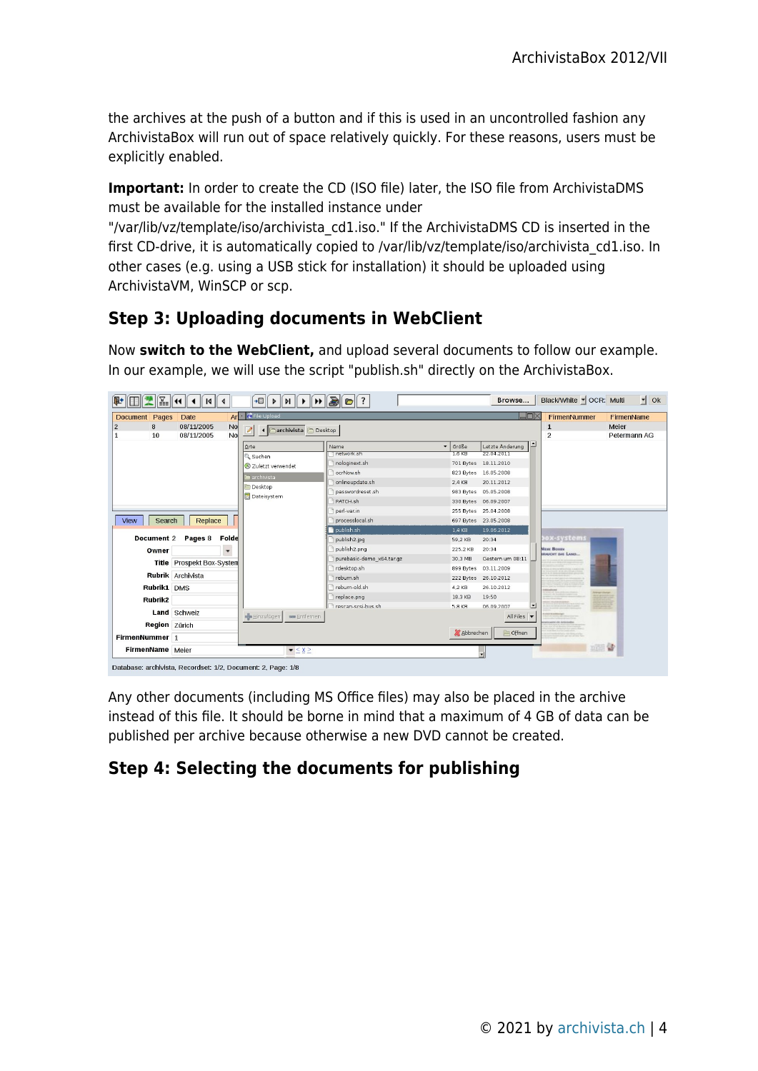the archives at the push of a button and if this is used in an uncontrolled fashion any ArchivistaBox will run out of space relatively quickly. For these reasons, users must be explicitly enabled.

**Important:** In order to create the CD (ISO file) later, the ISO file from ArchivistaDMS must be available for the installed instance under "/var/lib/vz/template/iso/archivista_cd1.iso." If the ArchivistaDMS CD is inserted in the first CD-drive, it is automatically copied to /var/lib/vz/template/iso/archivista_cd1.iso. In other cases (e.g. using a USB stick for installation) it should be uploaded using ArchivistaVM, WinSCP or scp.

## Step 3: Uploading documents in WebClient

Now **switch to the WebClient,** and upload several documents to follow our example. In our example, we will use the script "publish.sh" directly on the ArchivistaBox.

Any other documents (including MS Office files) may also be placed in the archive instead of this file. It should be borne in mind that a maximum of 4 GB of data can be published per archive because otherwise a new DVD cannot be created.

## Step 4: Selecting the documents for publishing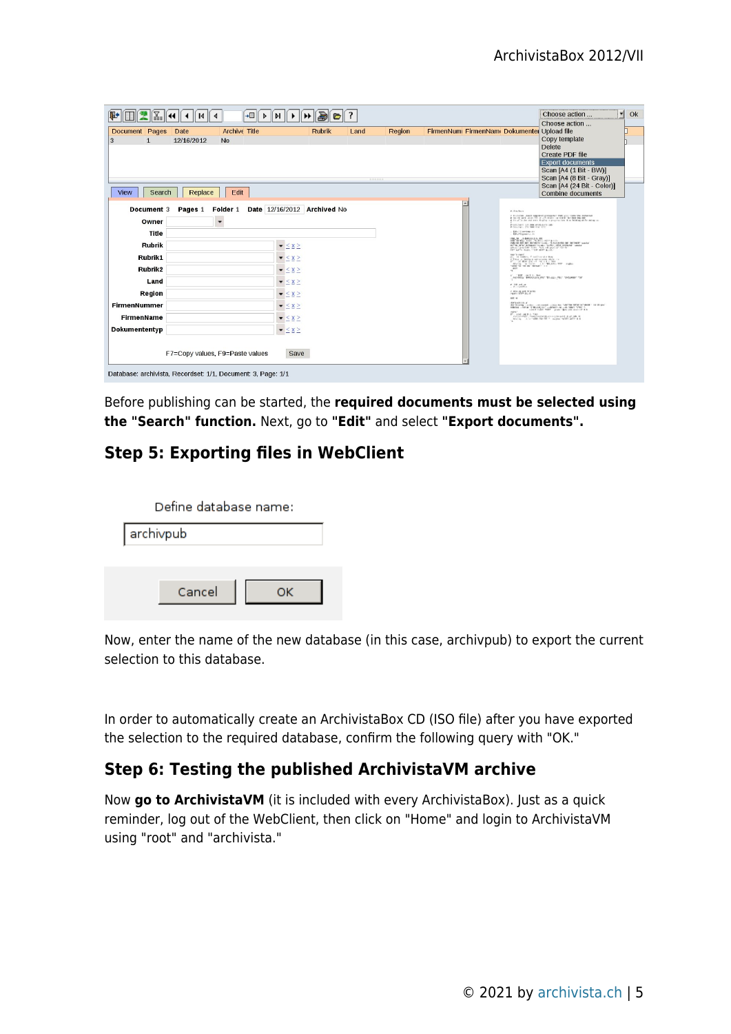Before publishing can be started, the **required documents must be selected using the "Search" function.** Next, go to **"Edit"** and select **"Export documents".**

## Step 5: Exporting files in WebClient

Now, enter the name of the new database (in this case, archivpub) to export the current selection to this database.

In order to automatically create an ArchivistaBox CD (ISO file) after you have exported the selection to the required database, confirm the following query with "OK."

## Step 6: Testing the published ArchivistaVM archive

Now **go to ArchivistaVM** (it is included with every ArchivistaBox). Just as a quick reminder, log out of the WebClient, then click on "Home" and login to ArchivistaVM using "root" and "archivista."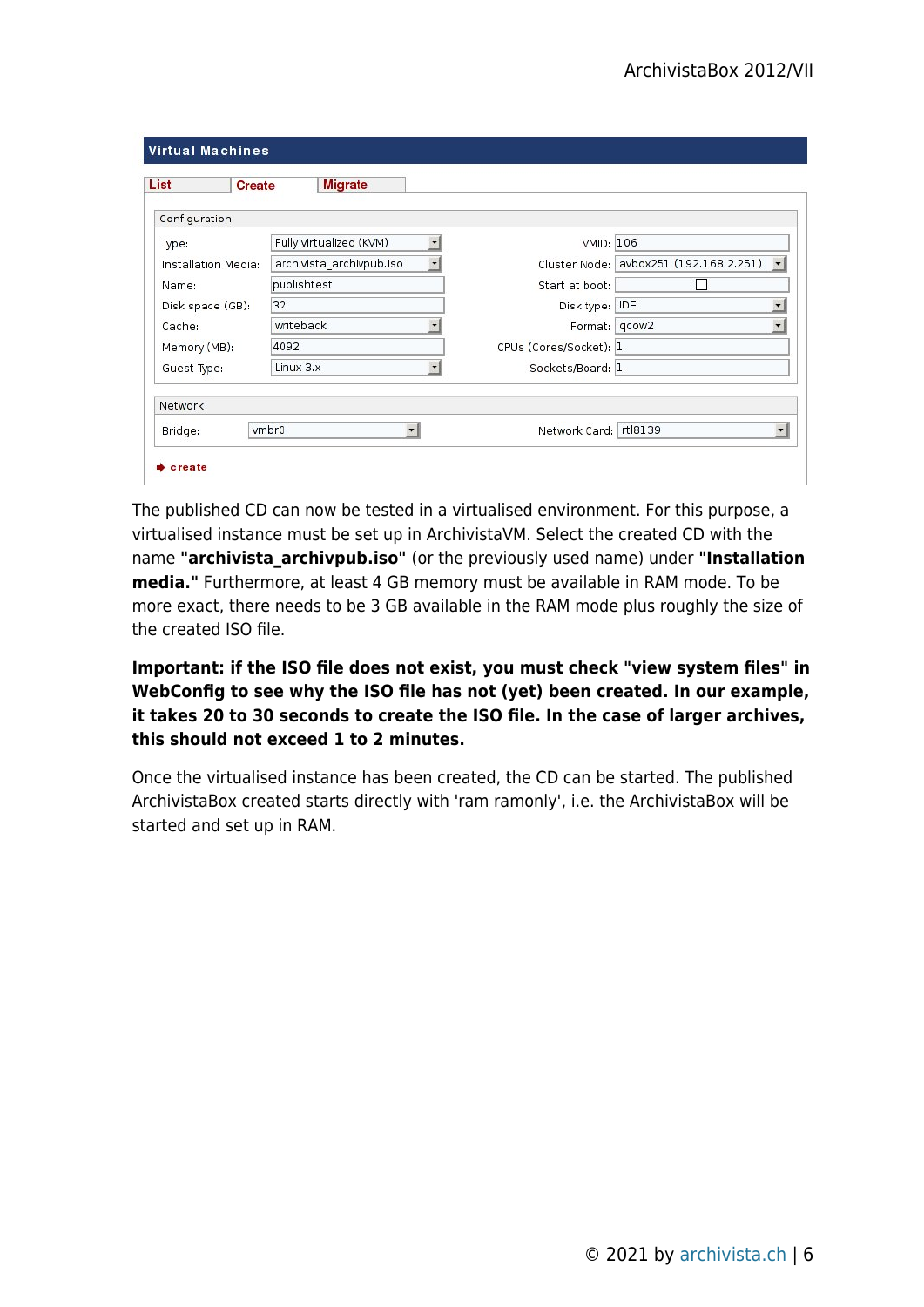**Virtual Machines**

List | Create | Migrate

Configuration

| | | | |
|---|---|---|---|
| Type: | Fully virtualized (KVM) | VMID: | 106 |
| Installation Media: | archivista_archivpub.iso | Cluster Node: | avbox251 (192.168.2.251) |
| Name: | publishtest | Start at boot: | ☐ |
| Disk space (GB): | 32 | Disk type: | IDE |
| Cache: | writeback | Format: | qcow2 |
| Memory (MB): | 4092 | CPUs (Cores/Socket): | 1 |
| Guest Type: | Linux 3.x | Sockets/Board: | 1 |

Network

| | | | |
|---|---|---|---|
| Bridge: | vmbr0 | Network Card: | rtl8139 |

create

The published CD can now be tested in a virtualised environment. For this purpose, a virtualised instance must be set up in ArchivistaVM. Select the created CD with the name **"archivista_archivpub.iso"** (or the previously used name) under **"Installation media."** Furthermore, at least 4 GB memory must be available in RAM mode. To be more exact, there needs to be 3 GB available in the RAM mode plus roughly the size of the created ISO file.

**Important: if the ISO file does not exist, you must check "view system files" in WebConfig to see why the ISO file has not (yet) been created. In our example, it takes 20 to 30 seconds to create the ISO file. In the case of larger archives, this should not exceed 1 to 2 minutes.**

Once the virtualised instance has been created, the CD can be started. The published ArchivistaBox created starts directly with 'ram ramonly', i.e. the ArchivistaBox will be started and set up in RAM.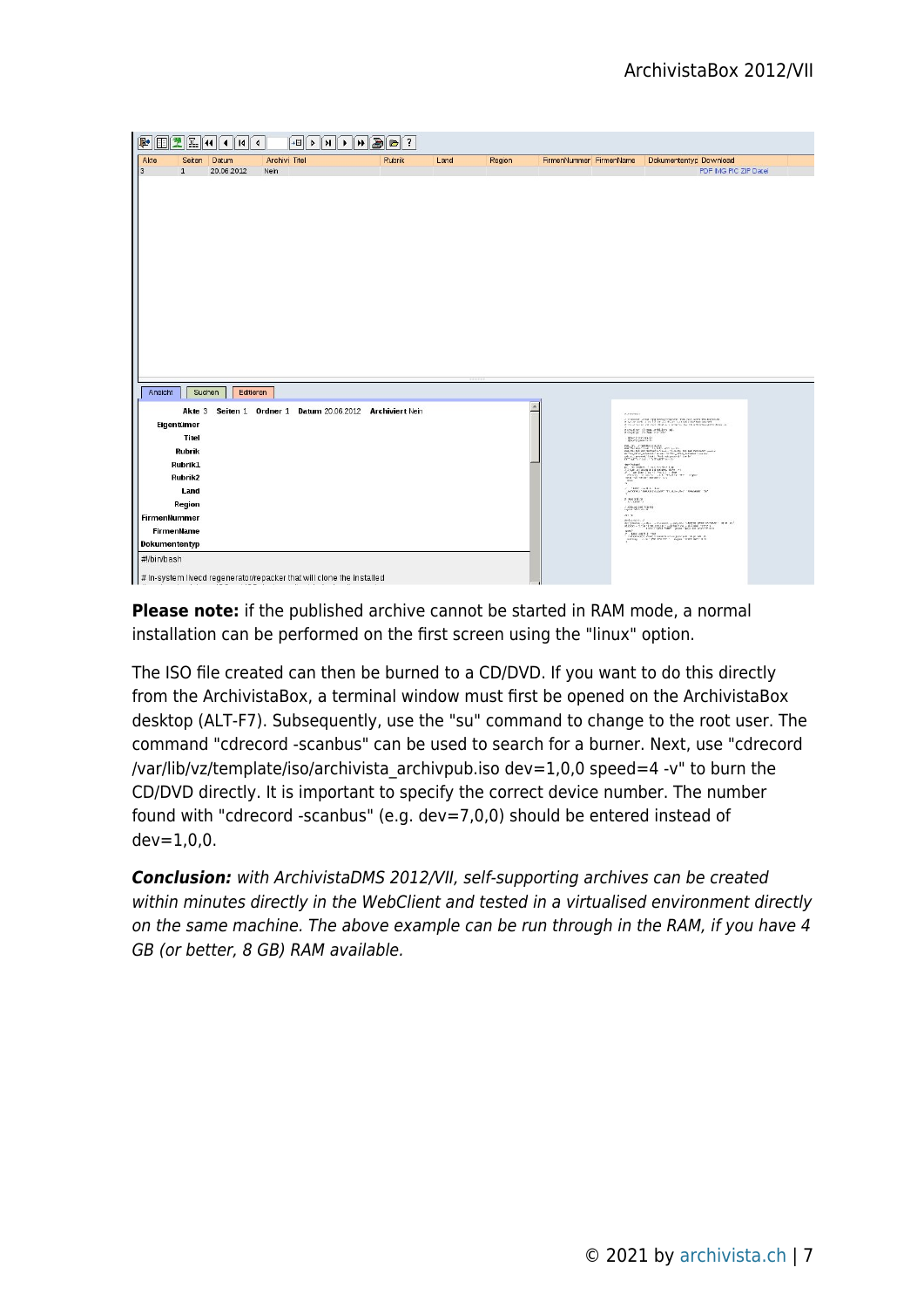**Please note:** if the published archive cannot be started in RAM mode, a normal installation can be performed on the first screen using the "linux" option.

The ISO file created can then be burned to a CD/DVD. If you want to do this directly from the ArchivistaBox, a terminal window must first be opened on the ArchivistaBox desktop (ALT-F7). Subsequently, use the "su" command to change to the root user. The command "cdrecord -scanbus" can be used to search for a burner. Next, use "cdrecord /var/lib/vz/template/iso/archivista_archivpub.iso dev=1,0,0 speed=4 -v" to burn the CD/DVD directly. It is important to specify the correct device number. The number found with "cdrecord -scanbus" (e.g. dev=7,0,0) should be entered instead of dev=1,0,0.

***Conclusion:*** *with ArchivistaDMS 2012/VII, self-supporting archives can be created within minutes directly in the WebClient and tested in a virtualised environment directly on the same machine. The above example can be run through in the RAM, if you have 4 GB (or better, 8 GB) RAM available.*